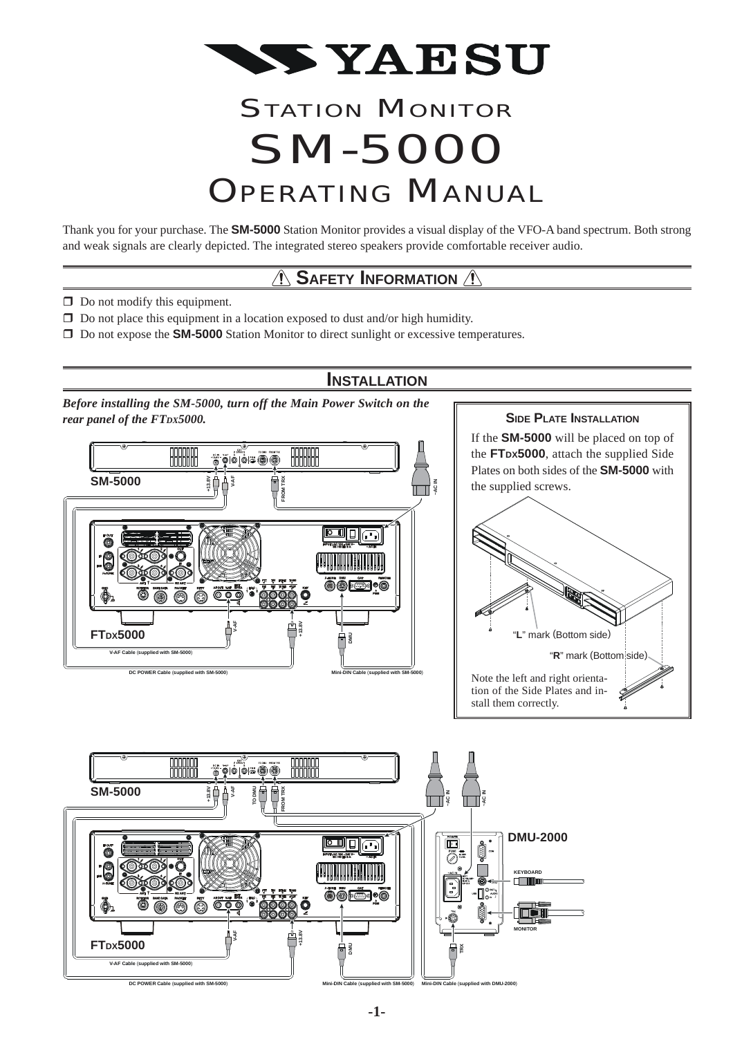# YAESU

# Station Monitor SM-5000 Operating Manual

Thank you for your purchase. The **SM-5000** Station Monitor provides a visual display of the VFO-A band spectrum. Both strong and weak signals are clearly depicted. The integrated stereo speakers provide comfortable receiver audio.

## ⚠ Safety Information ⚠

- ☐ Do not modify this equipment.
- ☐ Do not place this equipment in a location exposed to dust and/or high humidity.
- ☐ Do not expose the **SM-5000** Station Monitor to direct sunlight or excessive temperatures.

## Installation

***Before installing the SM-5000, turn off the Main Power Switch on the rear panel of the FTDX5000.***

SM-5000

+13.8V V-AF FROM TRX ~AC IN

FTDX5000

V-AF +13.8V DMU

V-AF Cable (supplied with SM-5000)

DC POWER Cable (supplied with SM-5000)

Mini-DIN Cable (supplied with SM-5000)

### Side Plate Installation

If the **SM-5000** will be placed on top of the **FTDX5000**, attach the supplied Side Plates on both sides of the **SM-5000** with the supplied screws.

"**L**" mark (Bottom side)

"**R**" mark (Bottom side)

Note the left and right orientation of the Side Plates and install them correctly.

SM-5000

+13.8V V-AF TO DMU FROM TRX ~AC IN ~AC IN

DMU-2000

KEYBOARD

MONITOR

FTDX5000

V-AF +13.8V DMU TRX

V-AF Cable (supplied with SM-5000)

DC POWER Cable (supplied with SM-5000)

Mini-DIN Cable (supplied with SM-5000)

Mini-DIN Cable (supplied with DMU-2000)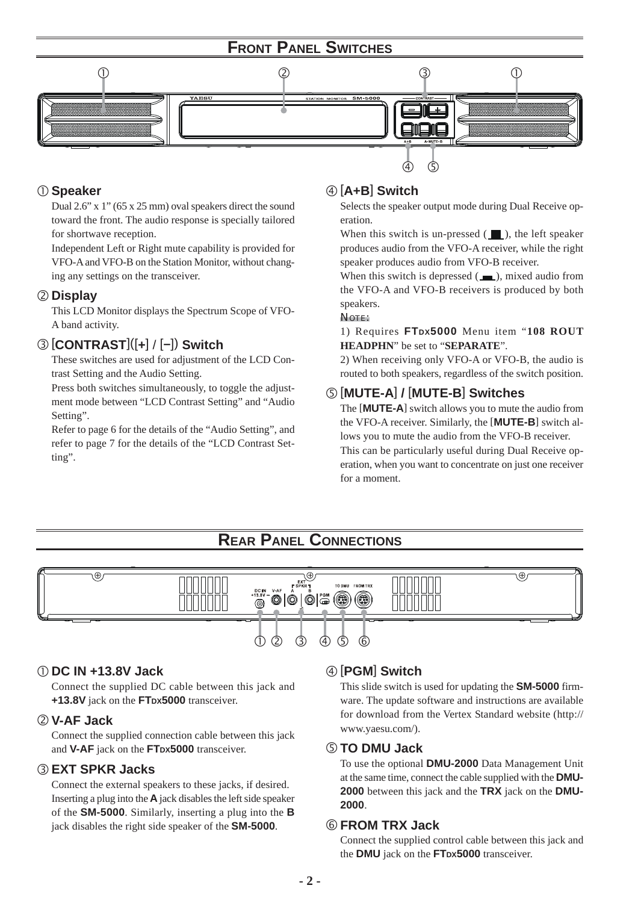## Front Panel Switches

### ① Speaker

Dual 2.6" x 1" (65 x 25 mm) oval speakers direct the sound toward the front. The audio response is specially tailored for shortwave reception.

Independent Left or Right mute capability is provided for VFO-A and VFO-B on the Station Monitor, without changing any settings on the transceiver.

### ② Display

This LCD Monitor displays the Spectrum Scope of VFO-A band activity.

### ③ [CONTRAST]([+] / [–]) Switch

These switches are used for adjustment of the LCD Contrast Setting and the Audio Setting.

Press both switches simultaneously, to toggle the adjustment mode between "LCD Contrast Setting" and "Audio Setting".

Refer to page 6 for the details of the "Audio Setting", and refer to page 7 for the details of the "LCD Contrast Setting".

### ④ [A+B] Switch

Selects the speaker output mode during Dual Receive operation.

When this switch is un-pressed ( ▀ ), the left speaker produces audio from the VFO-A receiver, while the right speaker produces audio from VFO-B receiver.

When this switch is depressed ( ▄ ), mixed audio from the VFO-A and VFO-B receivers is produced by both speakers.

NOTE:

1) Requires **FTDX5000** Menu item "**108 ROUT HEADPHN**" be set to "**SEPARATE**".

2) When receiving only VFO-A or VFO-B, the audio is routed to both speakers, regardless of the switch position.

### ⑤ [MUTE-A] / [MUTE-B] Switches

The [**MUTE-A**] switch allows you to mute the audio from the VFO-A receiver. Similarly, the [**MUTE-B**] switch allows you to mute the audio from the VFO-B receiver.

This can be particularly useful during Dual Receive operation, when you want to concentrate on just one receiver for a moment.

## Rear Panel Connections

### ① DC IN +13.8V Jack

Connect the supplied DC cable between this jack and **+13.8V** jack on the **FTDX5000** transceiver.

### ② V-AF Jack

Connect the supplied connection cable between this jack and **V-AF** jack on the **FTDX5000** transceiver.

### ③ EXT SPKR Jacks

Connect the external speakers to these jacks, if desired. Inserting a plug into the **A** jack disables the left side speaker of the **SM-5000**. Similarly, inserting a plug into the **B** jack disables the right side speaker of the **SM-5000**.

### ④ [PGM] Switch

This slide switch is used for updating the **SM-5000** firmware. The update software and instructions are available for download from the Vertex Standard website (http://www.yaesu.com/).

### ⑤ TO DMU Jack

To use the optional **DMU-2000** Data Management Unit at the same time, connect the cable supplied with the **DMU-2000** between this jack and the **TRX** jack on the **DMU-2000**.

### ⑥ FROM TRX Jack

Connect the supplied control cable between this jack and the **DMU** jack on the **FTDX5000** transceiver.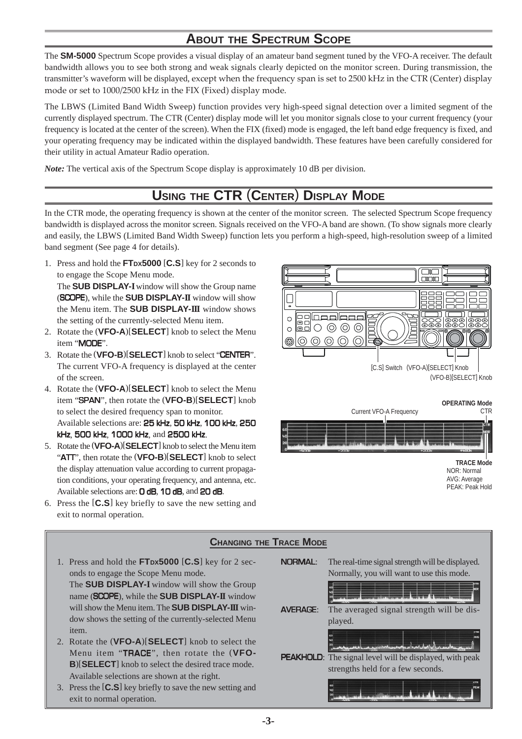## About the Spectrum Scope

The **SM-5000** Spectrum Scope provides a visual display of an amateur band segment tuned by the VFO-A receiver. The default bandwidth allows you to see both strong and weak signals clearly depicted on the monitor screen. During transmission, the transmitter's waveform will be displayed, except when the frequency span is set to 2500 kHz in the CTR (Center) display mode or set to 1000/2500 kHz in the FIX (Fixed) display mode.

The LBWS (Limited Band Width Sweep) function provides very high-speed signal detection over a limited segment of the currently displayed spectrum. The CTR (Center) display mode will let you monitor signals close to your current frequency (your frequency is located at the center of the screen). When the FIX (fixed) mode is engaged, the left band edge frequency is fixed, and your operating frequency may be indicated within the displayed bandwidth. These features have been carefully considered for their utility in actual Amateur Radio operation.

***Note:*** The vertical axis of the Spectrum Scope display is approximately 10 dB per division.

## Using the CTR (Center) Display Mode

In the CTR mode, the operating frequency is shown at the center of the monitor screen. The selected Spectrum Scope frequency bandwidth is displayed across the monitor screen. Signals received on the VFO-A band are shown. (To show signals more clearly and easily, the LBWS (Limited Band Width Sweep) function lets you perform a high-speed, high-resolution sweep of a limited band segment (See page 4 for details).

1. Press and hold the **FTDX5000** [**C.S**] key for 2 seconds to to engage the Scope Menu mode.
   The **SUB DISPLAY-I** window will show the Group name (**SCOPE**), while the **SUB DISPLAY-II** window will show the Menu item. The **SUB DISPLAY-III** window shows the setting of the currently-selected Menu item.
2. Rotate the (**VFO-A**)[**SELECT**] knob to select the Menu item "**MODE**".
3. Rotate the (**VFO-B**)[**SELECT**] knob to select "**CENTER**". The current VFO-A frequency is displayed at the center of the screen.
4. Rotate the (**VFO-A**)[**SELECT**] knob to select the Menu item "**SPAN**", then rotate the (**VFO-B**)[**SELECT**] knob to select the desired frequency span to monitor.
   Available selections are: **25 kHz**, **50 kHz**, **100 kHz**, **250 kHz**, **500 kHz**, **1000 kHz**, and **2500 kHz**.
5. Rotate the (**VFO-A**)[**SELECT**] knob to select the Menu item "**ATT**", then rotate the (**VFO-B**)[**SELECT**] knob to select the display attenuation value according to current propagation conditions, your operating frequency, and antenna, etc. Available selections are: **0 dB**, **10 dB**, and **20 dB**.
6. Press the [**C.S**] key briefly to save the new setting and exit to normal operation.

[C.S] Switch (VFO-A)[SELECT] Knob (VFO-B)[SELECT] Knob

Current VFO-A Frequency

**OPERATING Mode** CTR

**TRACE Mode**
NOR: Normal
AVG: Average
PEAK: Peak Hold

### Changing the Trace Mode

1. Press and hold the **FTDX5000** [**C.S**] key for 2 seconds to engage the Scope Menu mode.
   The **SUB DISPLAY-I** window will show the Group name (**SCOPE**), while the **SUB DISPLAY-II** window will show the Menu item. The **SUB DISPLAY-III** window shows the setting of the currently-selected Menu item.
2. Rotate the (**VFO-A**)[**SELECT**] knob to select the Menu item "**TRACE**", then rotate the (**VFO-B**)[**SELECT**] knob to select the desired trace mode. Available selections are shown at the right.
3. Press the [**C.S**] key briefly to save the new setting and exit to normal operation.

**NORMAL**: The real-time signal strength will be displayed. Normally, you will want to use this mode.

**AVERAGE**: The averaged signal strength will be displayed.

**PEAKHOLD**: The signal level will be displayed, with peak strengths held for a few seconds.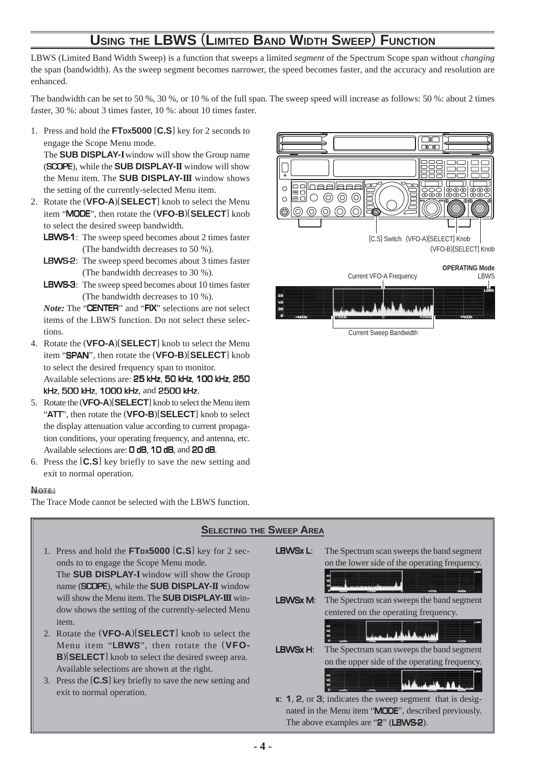# Using the LBWS (Limited Band Width Sweep) Function

LBWS (Limited Band Width Sweep) is a function that sweeps a limited *segment* of the Spectrum Scope span without *changing* the span (bandwidth). As the sweep segment becomes narrower, the speed becomes faster, and the accuracy and resolution are enhanced.

The bandwidth can be set to 50 %, 30 %, or 10 % of the full span. The sweep speed will increase as follows: 50 %: about 2 times faster, 30 %: about 3 times faster, 10 %: about 10 times faster.

1. Press and hold the **FTDX5000** [**C.S**] key for 2 seconds to engage the Scope Menu mode.
   The **SUB DISPLAY-I** window will show the Group name (SCOPE), while the **SUB DISPLAY-II** window will show the Menu item. The **SUB DISPLAY-III** window shows the setting of the currently-selected Menu item.
2. Rotate the (**VFO-A**)[**SELECT**] knob to select the Menu item "MODE", then rotate the (**VFO-B**)[**SELECT**] knob to select the desired sweep bandwidth.
   - **LBWS-1**: The sweep speed becomes about 2 times faster (The bandwidth decreases to 50 %).
   - **LBWS-2**: The sweep speed becomes about 3 times faster (The bandwidth decreases to 30 %).
   - **LBWS-3**: The sweep speed becomes about 10 times faster (The bandwidth decreases to 10 %).

   ***Note:*** The "CENTER" and "FIX" selections are not select items of the LBWS function. Do not select these selections.
4. Rotate the (**VFO-A**)[**SELECT**] knob to select the Menu item "SPAN", then rotate the (**VFO-B**)[**SELECT**] knob to select the desired frequency span to monitor.
   Available selections are: **25 kHz**, **50 kHz**, **100 kHz**, **250 kHz**, **500 kHz**, **1000 kHz**, and **2500 kHz**.
5. Rotate the (**VFO-A**)[**SELECT**] knob to select the Menu item "ATT", then rotate the (**VFO-B**)[**SELECT**] knob to select the display attenuation value according to current propagation conditions, your operating frequency, and antenna, etc. Available selections are: **0 dB**, **10 dB**, and **20 dB**.
6. Press the [**C.S**] key briefly to save the new setting and exit to normal operation.

[C.S] Switch (VFO-A)[SELECT] Knob (VFO-B)[SELECT] Knob

Current VFO-A Frequency — **OPERATING Mode** LBWS — Current Sweep Bandwidth

**Note:**
The Trace Mode cannot be selected with the LBWS function.

## Selecting the Sweep Area

1. Press and hold the **FTDX5000** [**C.S**] key for 2 seconds to to engage the Scope Menu mode.
   The **SUB DISPLAY-I** window will show the Group name (SCOPE), while the **SUB DISPLAY-II** window will show the Menu item. The **SUB DISPLAY-III** window shows the setting of the currently-selected Menu item.
2. Rotate the (**VFO-A**)[**SELECT**] knob to select the Menu item "**LBWS**", then rotate the (**VFO-B**)[**SELECT**] knob to select the desired sweep area. Available selections are shown at the right.
3. Press the [**C.S**] key briefly to save the new setting and exit to normal operation.

**LBWSx L**: The Spectrum scan sweeps the band segment on the lower side of the operating frequency.

**LBWSx M**: The Spectrum scan sweeps the band segment centered on the operating frequency.

**LBWSx H**: The Spectrum scan sweeps the band segment on the upper side of the operating frequency.

**x**: **1**, **2**, or **3**; indicates the sweep segment that is designated in the Menu item "MODE", described previously. The above examples are "**2**" (**LBWS-2**).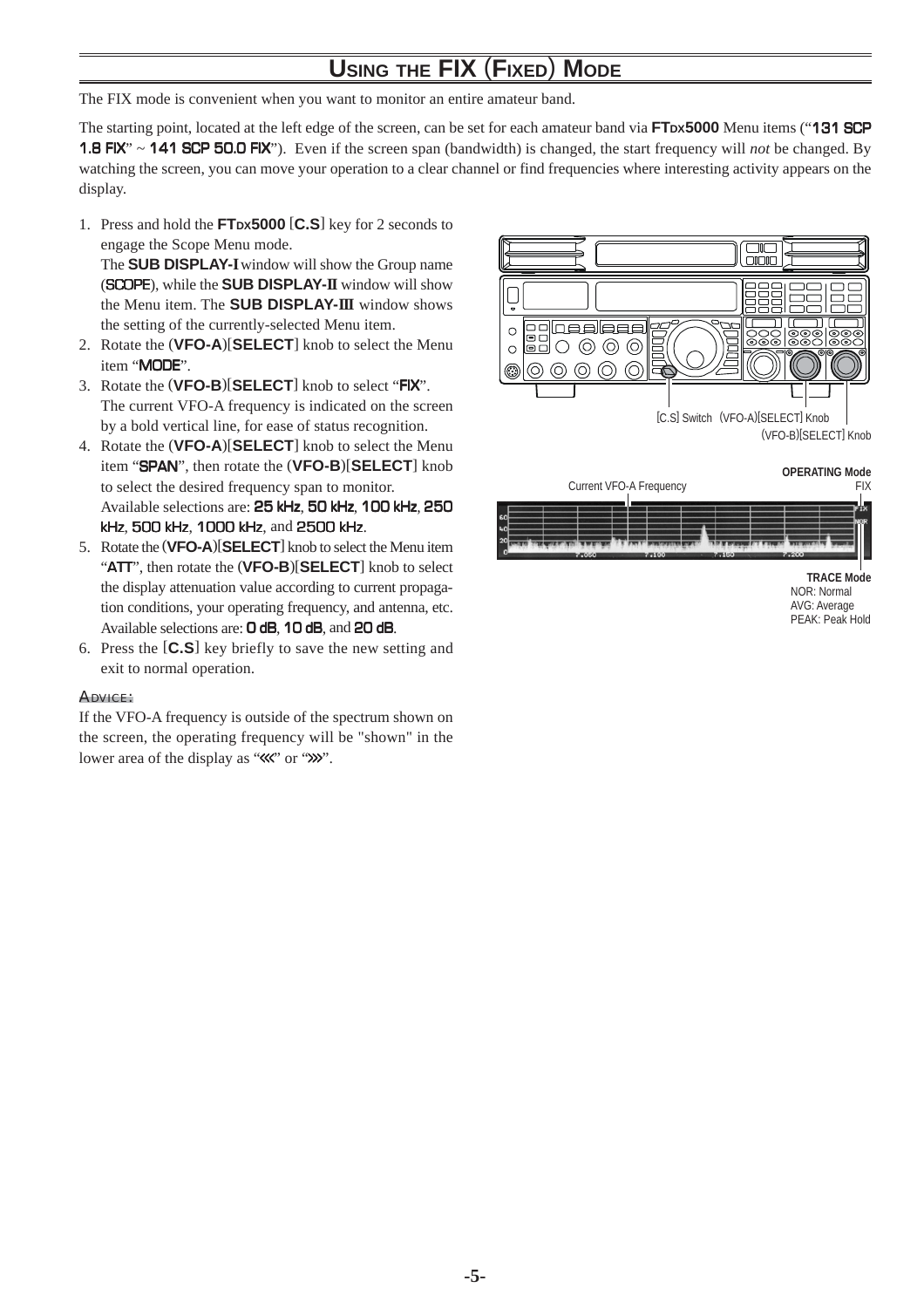# Using the FIX (Fixed) Mode

The FIX mode is convenient when you want to monitor an entire amateur band.

The starting point, located at the left edge of the screen, can be set for each amateur band via **FTDX5000** Menu items ("**131 SCP 1.8 FIX**" ~ "**141 SCP 50.0 FIX**"). Even if the screen span (bandwidth) is changed, the start frequency will *not* be changed. By watching the screen, you can move your operation to a clear channel or find frequencies where interesting activity appears on the display.

1. Press and hold the **FTDX5000** [**C.S**] key for 2 seconds to engage the Scope Menu mode.
   The **SUB DISPLAY-I** window will show the Group name (**SCOPE**), while the **SUB DISPLAY-II** window will show the Menu item. The **SUB DISPLAY-III** window shows the setting of the currently-selected Menu item.
2. Rotate the (**VFO-A**)[**SELECT**] knob to select the Menu item "**MODE**".
3. Rotate the (**VFO-B**)[**SELECT**] knob to select "**FIX**".
   The current VFO-A frequency is indicated on the screen by a bold vertical line, for ease of status recognition.
4. Rotate the (**VFO-A**)[**SELECT**] knob to select the Menu item "**SPAN**", then rotate the (**VFO-B**)[**SELECT**] knob to select the desired frequency span to monitor.
   Available selections are: **25 kHz**, **50 kHz**, **100 kHz**, **250 kHz**, **500 kHz**, **1000 kHz**, and **2500 kHz**.
5. Rotate the (**VFO-A**)[**SELECT**] knob to select the Menu item "**ATT**", then rotate the (**VFO-B**)[**SELECT**] knob to select the display attenuation value according to current propagation conditions, your operating frequency, and antenna, etc. Available selections are: **0 dB**, **10 dB**, and **20 dB**.
6. Press the [**C.S**] key briefly to save the new setting and exit to normal operation.

[C.S] Switch (VFO-A)[SELECT] Knob (VFO-B)[SELECT] Knob

Current VFO-A Frequency

**OPERATING Mode**
FIX

**TRACE Mode**
NOR: Normal
AVG: Average
PEAK: Peak Hold

### Advice:

If the VFO-A frequency is outside of the spectrum shown on the screen, the operating frequency will be "shown" in the lower area of the display as "<<<" or ">>>".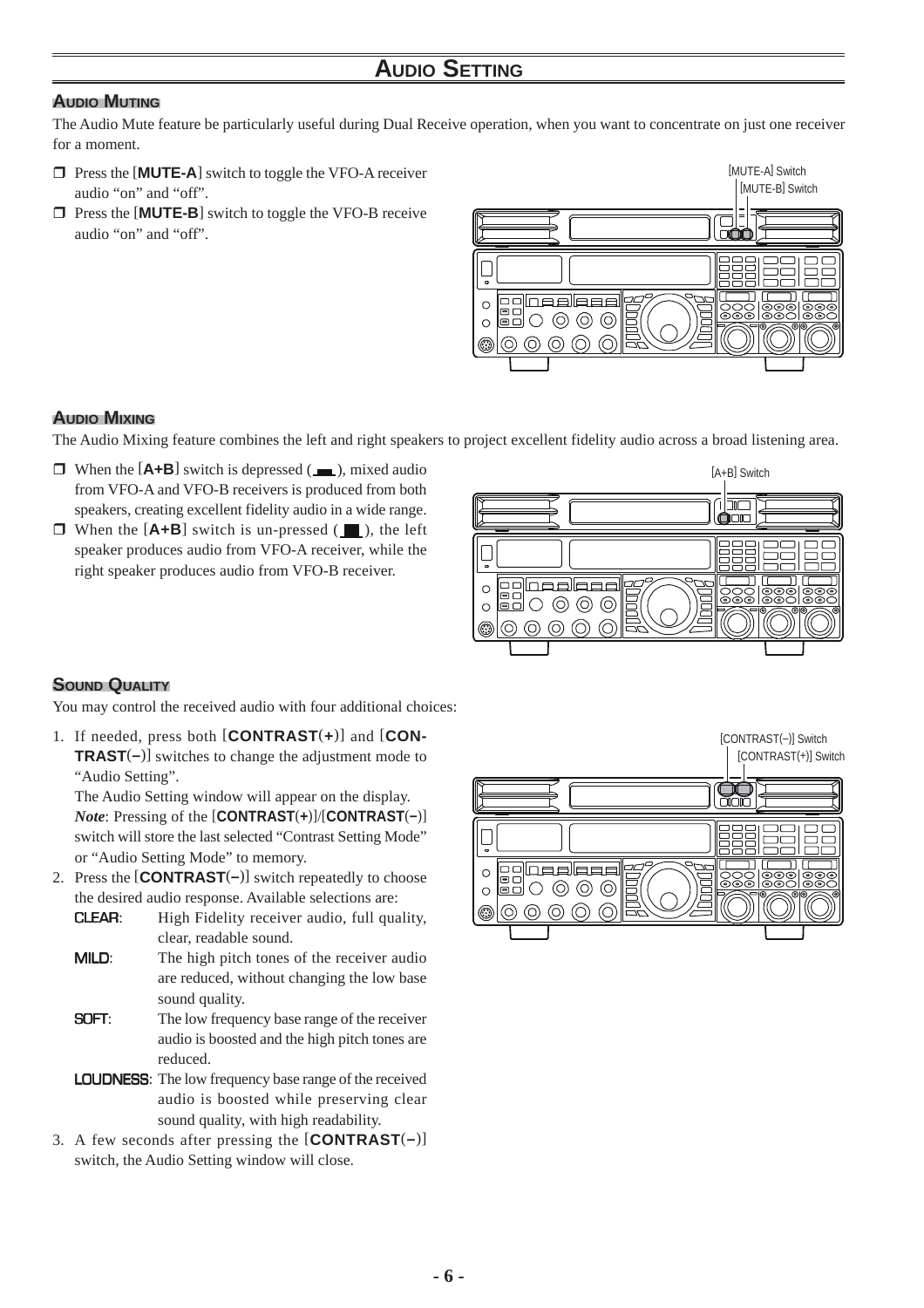# AUDIO SETTING

## AUDIO MUTING

The Audio Mute feature be particularly useful during Dual Receive operation, when you want to concentrate on just one receiver for a moment.

- Press the [**MUTE-A**] switch to toggle the VFO-A receiver audio "on" and "off".
- Press the [**MUTE-B**] switch to toggle the VFO-B receive audio "on" and "off".

[MUTE-A] Switch
[MUTE-B] Switch

## AUDIO MIXING

The Audio Mixing feature combines the left and right speakers to project excellent fidelity audio across a broad listening area.

- When the [**A+B**] switch is depressed ( ), mixed audio from VFO-A and VFO-B receivers is produced from both speakers, creating excellent fidelity audio in a wide range.
- When the [**A+B**] switch is un-pressed ( ), the left speaker produces audio from VFO-A receiver, while the right speaker produces audio from VFO-B receiver.

[A+B] Switch

## SOUND QUALITY

You may control the received audio with four additional choices:

1. If needed, press both [**CONTRAST(+)**] and [**CONTRAST(–)**] switches to change the adjustment mode to "Audio Setting".
   The Audio Setting window will appear on the display.
   ***Note***: Pressing of the [**CONTRAST(+)**]/[**CONTRAST(–)**] switch will store the last selected "Contrast Setting Mode" or "Audio Setting Mode" to memory.
2. Press the [**CONTRAST(–)**] switch repeatedly to choose the desired audio response. Available selections are:
   - **CLEAR**: High Fidelity receiver audio, full quality, clear, readable sound.
   - **MILD**: The high pitch tones of the receiver audio are reduced, without changing the low base sound quality.
   - **SOFT**: The low frequency base range of the receiver audio is boosted and the high pitch tones are reduced.
   - **LOUDNESS**: The low frequency base range of the received audio is boosted while preserving clear sound quality, with high readability.
3. A few seconds after pressing the [**CONTRAST(–)**] switch, the Audio Setting window will close.

[CONTRAST(–)] Switch
[CONTRAST(+)] Switch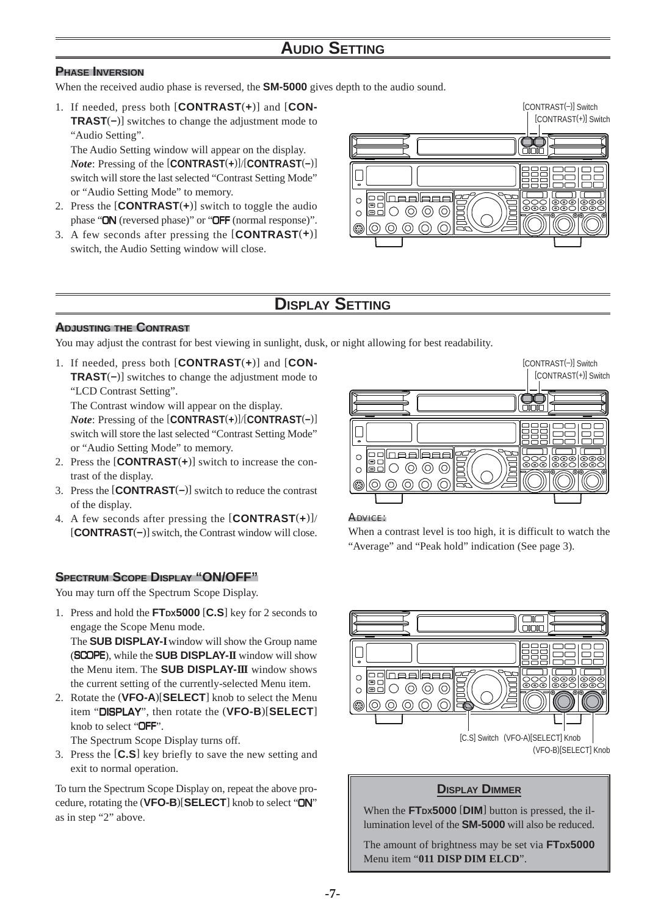## AUDIO SETTING

### PHASE INVERSION

When the received audio phase is reversed, the **SM-5000** gives depth to the audio sound.

1. If needed, press both [**CONTRAST**(**+**)] and [**CONTRAST**(**−**)] switches to change the adjustment mode to "Audio Setting".
   The Audio Setting window will appear on the display.
   ***Note***: Pressing of the [**CONTRAST**(**+**)]/[**CONTRAST**(**−**)] switch will store the last selected "Contrast Setting Mode" or "Audio Setting Mode" to memory.
2. Press the [**CONTRAST**(**+**)] switch to toggle the audio phase "**ON** (reversed phase)" or "**OFF** (normal response)".
3. A few seconds after pressing the [**CONTRAST**(**+**)] switch, the Audio Setting window will close.

[CONTRAST(–)] Switch
[CONTRAST(+)] Switch

## DISPLAY SETTING

### ADJUSTING THE CONTRAST

You may adjust the contrast for best viewing in sunlight, dusk, or night allowing for best readability.

1. If needed, press both [**CONTRAST**(**+**)] and [**CONTRAST**(**−**)] switches to change the adjustment mode to "LCD Contrast Setting".
   The Contrast window will appear on the display.
   ***Note***: Pressing of the [**CONTRAST**(**+**)]/[**CONTRAST**(**−**)] switch will store the last selected "Contrast Setting Mode" or "Audio Setting Mode" to memory.
2. Press the [**CONTRAST**(**+**)] switch to increase the contrast of the display.
3. Press the [**CONTRAST**(**−**)] switch to reduce the contrast of the display.
4. A few seconds after pressing the [**CONTRAST**(**+**)]/[**CONTRAST**(**−**)] switch, the Contrast window will close.

[CONTRAST(–)] Switch
[CONTRAST(+)] Switch

**ADVICE:**

When a contrast level is too high, it is difficult to watch the "Average" and "Peak hold" indication (See page 3).

### SPECTRUM SCOPE DISPLAY "ON/OFF"

You may turn off the Spectrum Scope Display.

1. Press and hold the **FTDX5000** [**C.S**] key for 2 seconds to engage the Scope Menu mode.
   The **SUB DISPLAY-I** window will show the Group name (**SCOPE**), while the **SUB DISPLAY-II** window will show the Menu item. The **SUB DISPLAY-III** window shows the current setting of the currently-selected Menu item.
2. Rotate the (**VFO-A**)[**SELECT**] knob to select the Menu item "**DISPLAY**", then rotate the (**VFO-B**)[**SELECT**] knob to select "**OFF**".
   The Spectrum Scope Display turns off.
3. Press the [**C.S**] key briefly to save the new setting and exit to normal operation.

To turn the Spectrum Scope Display on, repeat the above procedure, rotating the (**VFO-B**)[**SELECT**] knob to select "**ON**" as in step "2" above.

[C.S] Switch (VFO-A)[SELECT] Knob
(VFO-B)[SELECT] Knob

### DISPLAY DIMMER

When the **FTDX5000** [**DIM**] button is pressed, the illumination level of the **SM-5000** will also be reduced.

The amount of brightness may be set via **FTDX5000** Menu item "**011 DISP DIM ELCD**".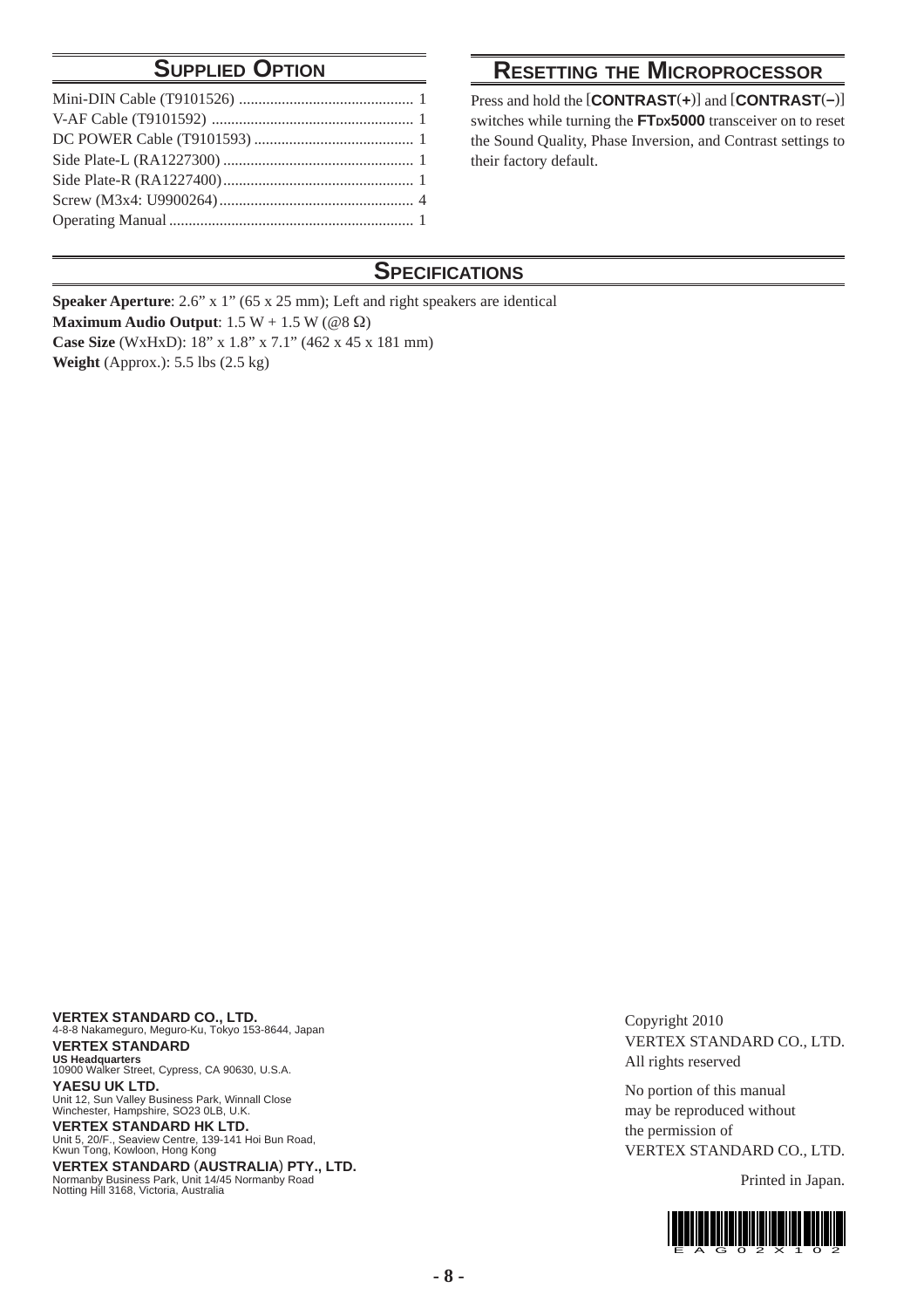## Supplied Option

Mini-DIN Cable (T9101526) ............................................ 1
V-AF Cable (T9101592) ................................................... 1
DC POWER Cable (T9101593) ......................................... 1
Side Plate-L (RA1227300) ................................................ 1
Side Plate-R (RA1227400)................................................. 1
Screw (M3x4: U9900264).................................................. 4
Operating Manual .............................................................. 1

## Resetting the Microprocessor

Press and hold the [**CONTRAST**(**+**)] and [**CONTRAST**(**–**)] switches while turning the **FTDX5000** transceiver on to reset the Sound Quality, Phase Inversion, and Contrast settings to their factory default.

## Specifications

**Speaker Aperture**: 2.6” x 1” (65 x 25 mm); Left and right speakers are identical
**Maximum Audio Output**: 1.5 W + 1.5 W (@8 Ω)
**Case Size** (WxHxD): 18” x 1.8” x 7.1” (462 x 45 x 181 mm)
**Weight** (Approx.): 5.5 lbs (2.5 kg)

**VERTEX STANDARD CO., LTD.**
4-8-8 Nakameguro, Meguro-Ku, Tokyo 153-8644, Japan

**VERTEX STANDARD**
**US Headquarters**
10900 Walker Street, Cypress, CA 90630, U.S.A.

**YAESU UK LTD.**
Unit 12, Sun Valley Business Park, Winnall Close
Winchester, Hampshire, SO23 0LB, U.K.

**VERTEX STANDARD HK LTD.**
Unit 5, 20/F., Seaview Centre, 139-141 Hoi Bun Road,
Kwun Tong, Kowloon, Hong Kong

**VERTEX STANDARD (AUSTRALIA) PTY., LTD.**
Normanby Business Park, Unit 14/45 Normanby Road
Notting Hill 3168, Victoria, Australia

Copyright 2010
VERTEX STANDARD CO., LTD.
All rights reserved

No portion of this manual
may be reproduced without
the permission of
VERTEX STANDARD CO., LTD.

Printed in Japan.

E A G 0 2 X 1 0 2